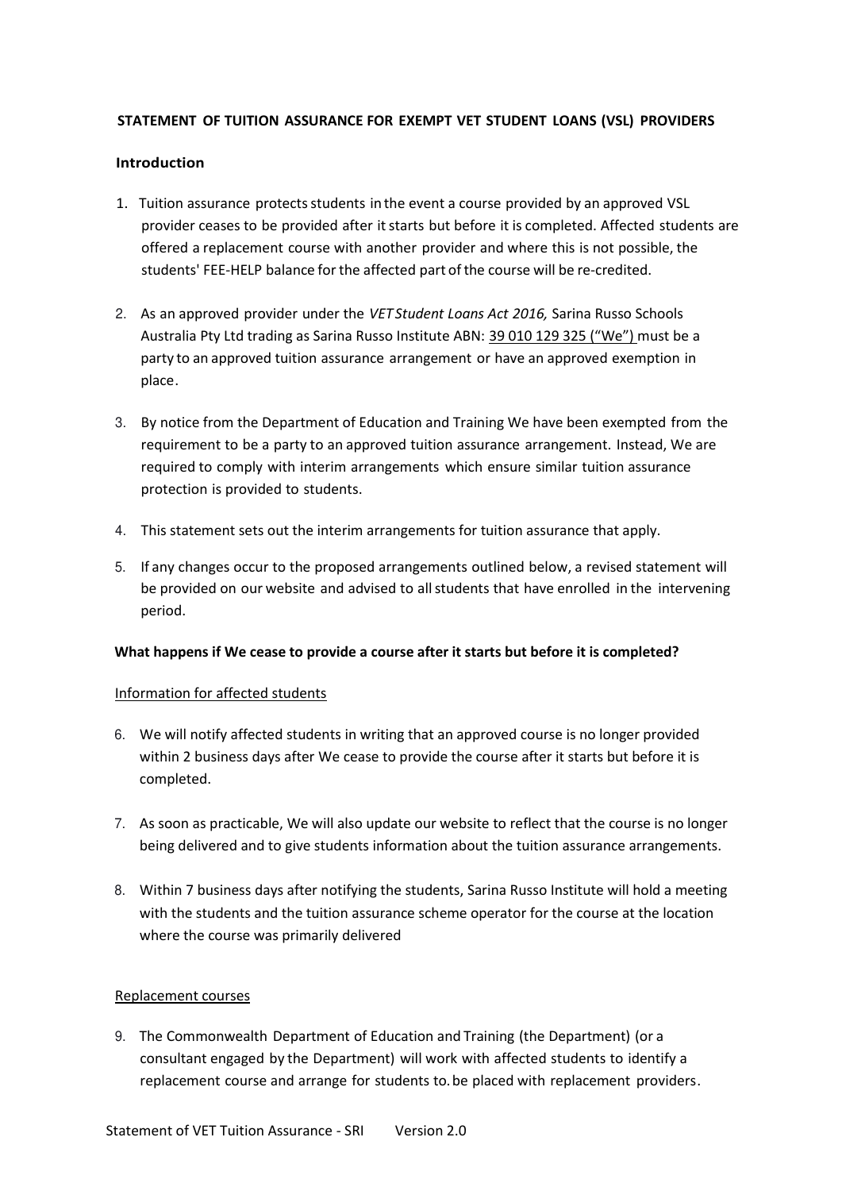**STATEMENT OF TUITION ASSURANCE FOR EXEMPT VET STUDENT LOANS (VSL) PROVIDERS**

**Introduction**

1. Tuition assurance protects students in the event a course provided by an approved VSL provider ceases to be provided after it starts but before it is completed. Affected students are offered a replacement course with another provider and where this is not possible, the students' FEE-HELP balance for the affected part of the course will be re-credited.

2. As an approved provider under the *VET Student Loans Act 2016,* Sarina Russo Schools Australia Pty Ltd trading as Sarina Russo Institute ABN: 39 010 129 325 ("We") must be a party to an approved tuition assurance arrangement or have an approved exemption in place.

3. By notice from the Department of Education and Training We have been exempted from the requirement to be a party to an approved tuition assurance arrangement. Instead, We are required to comply with interim arrangements which ensure similar tuition assurance protection is provided to students.

4. This statement sets out the interim arrangements for tuition assurance that apply.

5. If any changes occur to the proposed arrangements outlined below, a revised statement will be provided on our website and advised to all students that have enrolled in the intervening period.

**What happens if We cease to provide a course after it starts but before it is completed?**

Information for affected students

6. We will notify affected students in writing that an approved course is no longer provided within 2 business days after We cease to provide the course after it starts but before it is completed.

7. As soon as practicable, We will also update our website to reflect that the course is no longer being delivered and to give students information about the tuition assurance arrangements.

8. Within 7 business days after notifying the students, Sarina Russo Institute will hold a meeting with the students and the tuition assurance scheme operator for the course at the location where the course was primarily delivered

Replacement courses

9. The Commonwealth Department of Education and Training (the Department) (or a consultant engaged by the Department) will work with affected students to identify a replacement course and arrange for students to. be placed with replacement providers.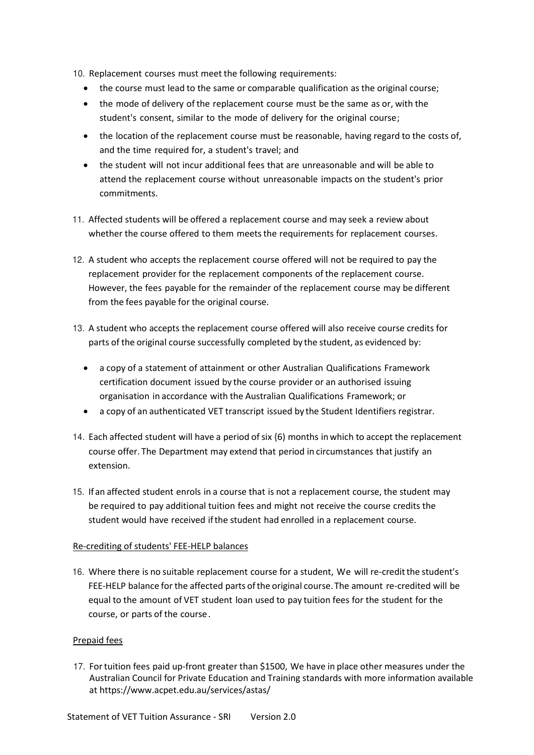10. Replacement courses must meet the following requirements:
    - the course must lead to the same or comparable qualification as the original course;
    - the mode of delivery of the replacement course must be the same as or, with the student's consent, similar to the mode of delivery for the original course;
    - the location of the replacement course must be reasonable, having regard to the costs of, and the time required for, a student's travel; and
    - the student will not incur additional fees that are unreasonable and will be able to attend the replacement course without unreasonable impacts on the student's prior commitments.

11. Affected students will be offered a replacement course and may seek a review about whether the course offered to them meets the requirements for replacement courses.

12. A student who accepts the replacement course offered will not be required to pay the replacement provider for the replacement components of the replacement course. However, the fees payable for the remainder of the replacement course may be different from the fees payable for the original course.

13. A student who accepts the replacement course offered will also receive course credits for parts of the original course successfully completed by the student, as evidenced by:
    - a copy of a statement of attainment or other Australian Qualifications Framework certification document issued by the course provider or an authorised issuing organisation in accordance with the Australian Qualifications Framework; or
    - a copy of an authenticated VET transcript issued by the Student Identifiers registrar.

14. Each affected student will have a period of six {6) months in which to accept the replacement course offer. The Department may extend that period in circumstances that justify an extension.

15. If an affected student enrols in a course that is not a replacement course, the student may be required to pay additional tuition fees and might not receive the course credits the student would have received if the student had enrolled in a replacement course.

<u>Re-crediting of students' FEE-HELP balances</u>

16. Where there is no suitable replacement course for a student, We will re-credit the student's FEE-HELP balance for the affected parts of the original course. The amount re-credited will be equal to the amount of VET student loan used to pay tuition fees for the student for the course, or parts of the course.

<u>Prepaid fees</u>

17. For tuition fees paid up-front greater than $1500, We have in place other measures under the Australian Council for Private Education and Training standards with more information available at https://www.acpet.edu.au/services/astas/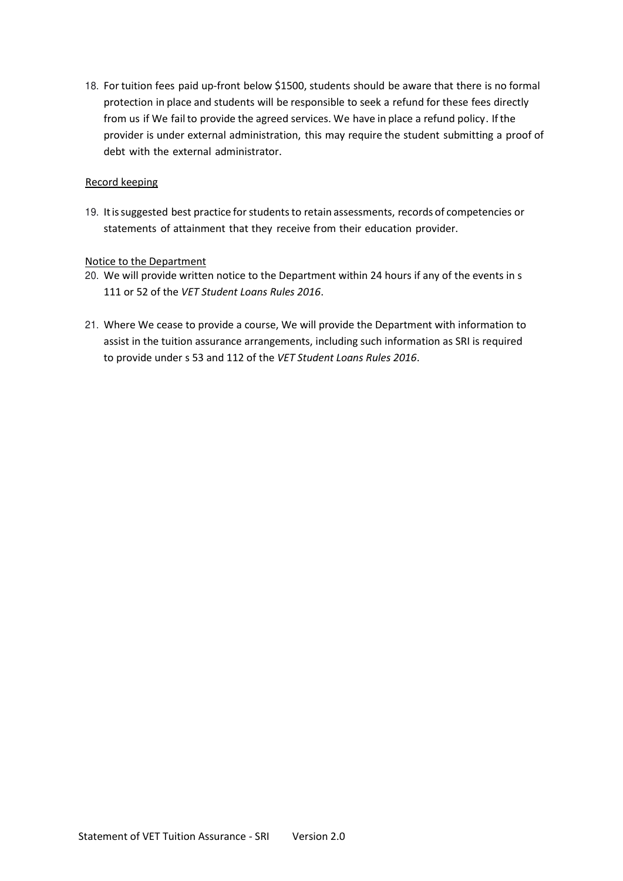18. For tuition fees paid up-front below $1500, students should be aware that there is no formal protection in place and students will be responsible to seek a refund for these fees directly from us if We fail to provide the agreed services. We have in place a refund policy. If the provider is under external administration, this may require the student submitting a proof of debt with the external administrator.

Record keeping

19. It is suggested best practice for students to retain assessments, records of competencies or statements of attainment that they receive from their education provider.

Notice to the Department

20. We will provide written notice to the Department within 24 hours if any of the events in s 111 or 52 of the *VET Student Loans Rules 2016*.

21. Where We cease to provide a course, We will provide the Department with information to assist in the tuition assurance arrangements, including such information as SRI is required to provide under s 53 and 112 of the *VET Student Loans Rules 2016*.